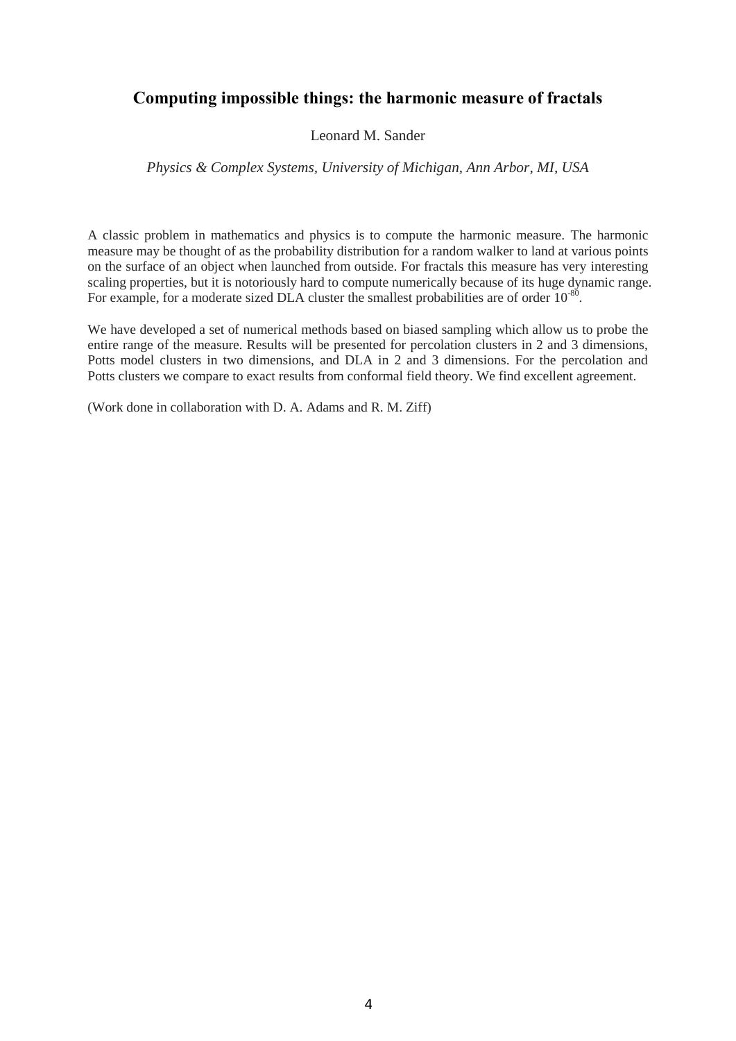# Computing impossible things: the harmonic measure of fractals

Leonard M. Sander

*Physics & Complex Systems, University of Michigan, Ann Arbor, MI, USA*

A classic problem in mathematics and physics is to compute the harmonic measure. The harmonic measure may be thought of as the probability distribution for a random walker to land at various points on the surface of an object when launched from outside. For fractals this measure has very interesting scaling properties, but it is notoriously hard to compute numerically because of its huge dynamic range. For example, for a moderate sized DLA cluster the smallest probabilities are of order $10^{-80}$.

We have developed a set of numerical methods based on biased sampling which allow us to probe the entire range of the measure. Results will be presented for percolation clusters in 2 and 3 dimensions, Potts model clusters in two dimensions, and DLA in 2 and 3 dimensions. For the percolation and Potts clusters we compare to exact results from conformal field theory. We find excellent agreement.

(Work done in collaboration with D. A. Adams and R. M. Ziff)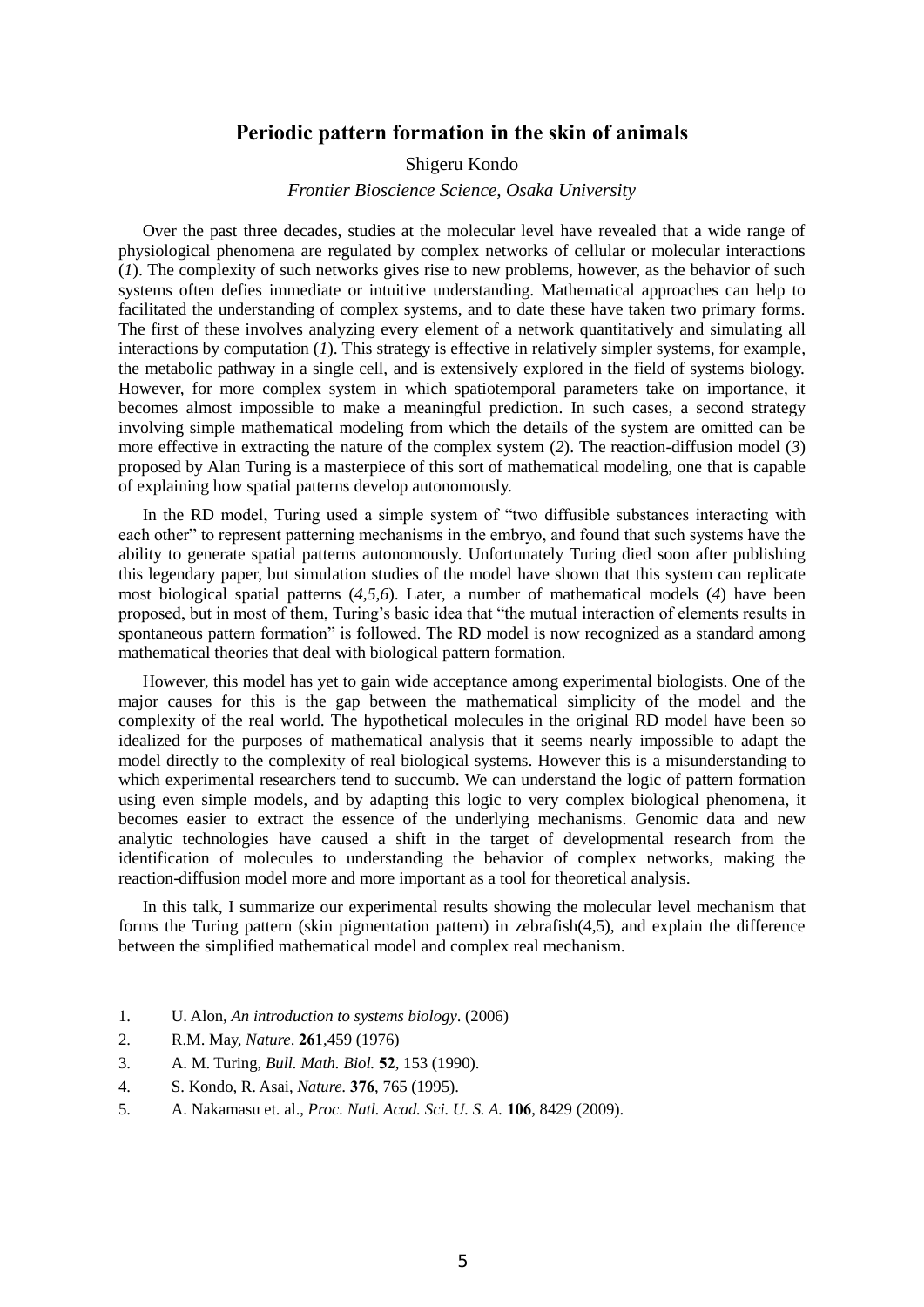## Periodic pattern formation in the skin of animals

Shigeru Kondo

*Frontier Bioscience Science, Osaka University*

Over the past three decades, studies at the molecular level have revealed that a wide range of physiological phenomena are regulated by complex networks of cellular or molecular interactions (*1*). The complexity of such networks gives rise to new problems, however, as the behavior of such systems often defies immediate or intuitive understanding. Mathematical approaches can help to facilitated the understanding of complex systems, and to date these have taken two primary forms. The first of these involves analyzing every element of a network quantitatively and simulating all interactions by computation (*1*). This strategy is effective in relatively simpler systems, for example, the metabolic pathway in a single cell, and is extensively explored in the field of systems biology. However, for more complex system in which spatiotemporal parameters take on importance, it becomes almost impossible to make a meaningful prediction. In such cases, a second strategy involving simple mathematical modeling from which the details of the system are omitted can be more effective in extracting the nature of the complex system (*2*). The reaction-diffusion model (*3*) proposed by Alan Turing is a masterpiece of this sort of mathematical modeling, one that is capable of explaining how spatial patterns develop autonomously.

In the RD model, Turing used a simple system of "two diffusible substances interacting with each other" to represent patterning mechanisms in the embryo, and found that such systems have the ability to generate spatial patterns autonomously. Unfortunately Turing died soon after publishing this legendary paper, but simulation studies of the model have shown that this system can replicate most biological spatial patterns (*4,5,6*). Later, a number of mathematical models (*4*) have been proposed, but in most of them, Turing's basic idea that "the mutual interaction of elements results in spontaneous pattern formation" is followed. The RD model is now recognized as a standard among mathematical theories that deal with biological pattern formation.

However, this model has yet to gain wide acceptance among experimental biologists. One of the major causes for this is the gap between the mathematical simplicity of the model and the complexity of the real world. The hypothetical molecules in the original RD model have been so idealized for the purposes of mathematical analysis that it seems nearly impossible to adapt the model directly to the complexity of real biological systems. However this is a misunderstanding to which experimental researchers tend to succumb. We can understand the logic of pattern formation using even simple models, and by adapting this logic to very complex biological phenomena, it becomes easier to extract the essence of the underlying mechanisms. Genomic data and new analytic technologies have caused a shift in the target of developmental research from the identification of molecules to understanding the behavior of complex networks, making the reaction-diffusion model more and more important as a tool for theoretical analysis.

In this talk, I summarize our experimental results showing the molecular level mechanism that forms the Turing pattern (skin pigmentation pattern) in zebrafish(4,5), and explain the difference between the simplified mathematical model and complex real mechanism.

1. U. Alon, *An introduction to systems biology*. (2006)
2. R.M. May, *Nature*. **261**,459 (1976)
3. A. M. Turing, *Bull. Math. Biol.* **52**, 153 (1990).
4. S. Kondo, R. Asai, *Nature*. **376**, 765 (1995).
5. A. Nakamasu et. al., *Proc. Natl. Acad. Sci. U. S. A.* **106**, 8429 (2009).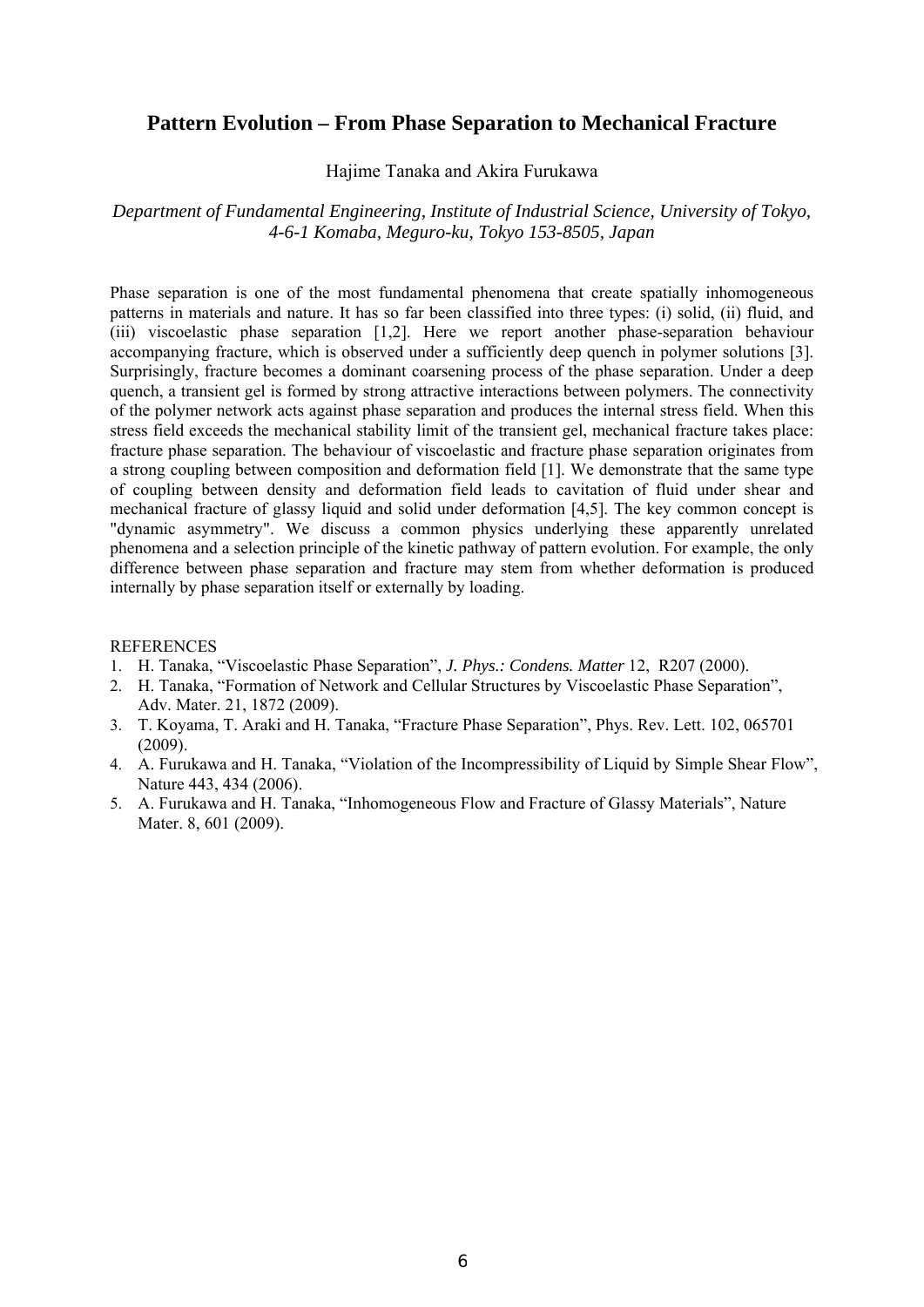## Pattern Evolution – From Phase Separation to Mechanical Fracture

Hajime Tanaka and Akira Furukawa

*Department of Fundamental Engineering, Institute of Industrial Science, University of Tokyo, 4-6-1 Komaba, Meguro-ku, Tokyo 153-8505, Japan*

Phase separation is one of the most fundamental phenomena that create spatially inhomogeneous patterns in materials and nature. It has so far been classified into three types: (i) solid, (ii) fluid, and (iii) viscoelastic phase separation [1,2]. Here we report another phase-separation behaviour accompanying fracture, which is observed under a sufficiently deep quench in polymer solutions [3]. Surprisingly, fracture becomes a dominant coarsening process of the phase separation. Under a deep quench, a transient gel is formed by strong attractive interactions between polymers. The connectivity of the polymer network acts against phase separation and produces the internal stress field. When this stress field exceeds the mechanical stability limit of the transient gel, mechanical fracture takes place: fracture phase separation. The behaviour of viscoelastic and fracture phase separation originates from a strong coupling between composition and deformation field [1]. We demonstrate that the same type of coupling between density and deformation field leads to cavitation of fluid under shear and mechanical fracture of glassy liquid and solid under deformation [4,5]. The key common concept is "dynamic asymmetry". We discuss a common physics underlying these apparently unrelated phenomena and a selection principle of the kinetic pathway of pattern evolution. For example, the only difference between phase separation and fracture may stem from whether deformation is produced internally by phase separation itself or externally by loading.

REFERENCES

1. H. Tanaka, "Viscoelastic Phase Separation", *J. Phys.: Condens. Matter* 12, R207 (2000).
2. H. Tanaka, "Formation of Network and Cellular Structures by Viscoelastic Phase Separation", Adv. Mater. 21, 1872 (2009).
3. T. Koyama, T. Araki and H. Tanaka, "Fracture Phase Separation", Phys. Rev. Lett. 102, 065701 (2009).
4. A. Furukawa and H. Tanaka, "Violation of the Incompressibility of Liquid by Simple Shear Flow", Nature 443, 434 (2006).
5. A. Furukawa and H. Tanaka, "Inhomogeneous Flow and Fracture of Glassy Materials", Nature Mater. 8, 601 (2009).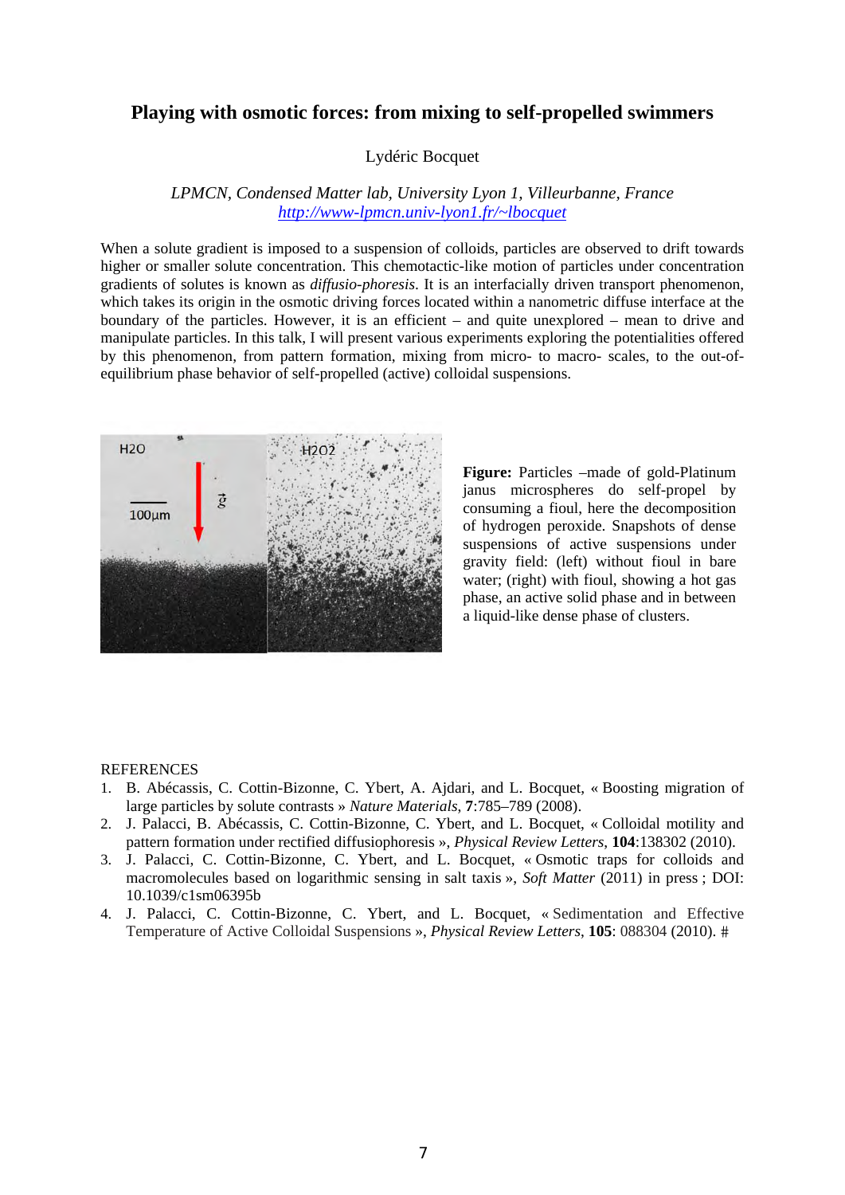## Playing with osmotic forces: from mixing to self-propelled swimmers

Lydéric Bocquet

*LPMCN, Condensed Matter lab, University Lyon 1, Villeurbanne, France*
http://www-lpmcn.univ-lyon1.fr/~lbocquet

When a solute gradient is imposed to a suspension of colloids, particles are observed to drift towards higher or smaller solute concentration. This chemotactic-like motion of particles under concentration gradients of solutes is known as *diffusio-phoresis*. It is an interfacially driven transport phenomenon, which takes its origin in the osmotic driving forces located within a nanometric diffuse interface at the boundary of the particles. However, it is an efficient – and quite unexplored – mean to drive and manipulate particles. In this talk, I will present various experiments exploring the potentialities offered by this phenomenon, from pattern formation, mixing from micro- to macro- scales, to the out-of-equilibrium phase behavior of self-propelled (active) colloidal suspensions.

**Figure:** Particles –made of gold-Platinum janus microspheres do self-propel by consuming a fioul, here the decomposition of hydrogen peroxide. Snapshots of dense suspensions of active suspensions under gravity field: (left) without fioul in bare water; (right) with fioul, showing a hot gas phase, an active solid phase and in between a liquid-like dense phase of clusters.

REFERENCES

1. B. Abécassis, C. Cottin-Bizonne, C. Ybert, A. Ajdari, and L. Bocquet, « Boosting migration of large particles by solute contrasts » *Nature Materials*, **7**:785–789 (2008).
2. J. Palacci, B. Abécassis, C. Cottin-Bizonne, C. Ybert, and L. Bocquet, « Colloidal motility and pattern formation under rectified diffusiophoresis », *Physical Review Letters*, **104**:138302 (2010).
3. J. Palacci, C. Cottin-Bizonne, C. Ybert, and L. Bocquet, « Osmotic traps for colloids and macromolecules based on logarithmic sensing in salt taxis », *Soft Matter* (2011) in press ; DOI: 10.1039/c1sm06395b
4. J. Palacci, C. Cottin-Bizonne, C. Ybert, and L. Bocquet, « Sedimentation and Effective Temperature of Active Colloidal Suspensions », *Physical Review Letters*, **105**: 088304 (2010).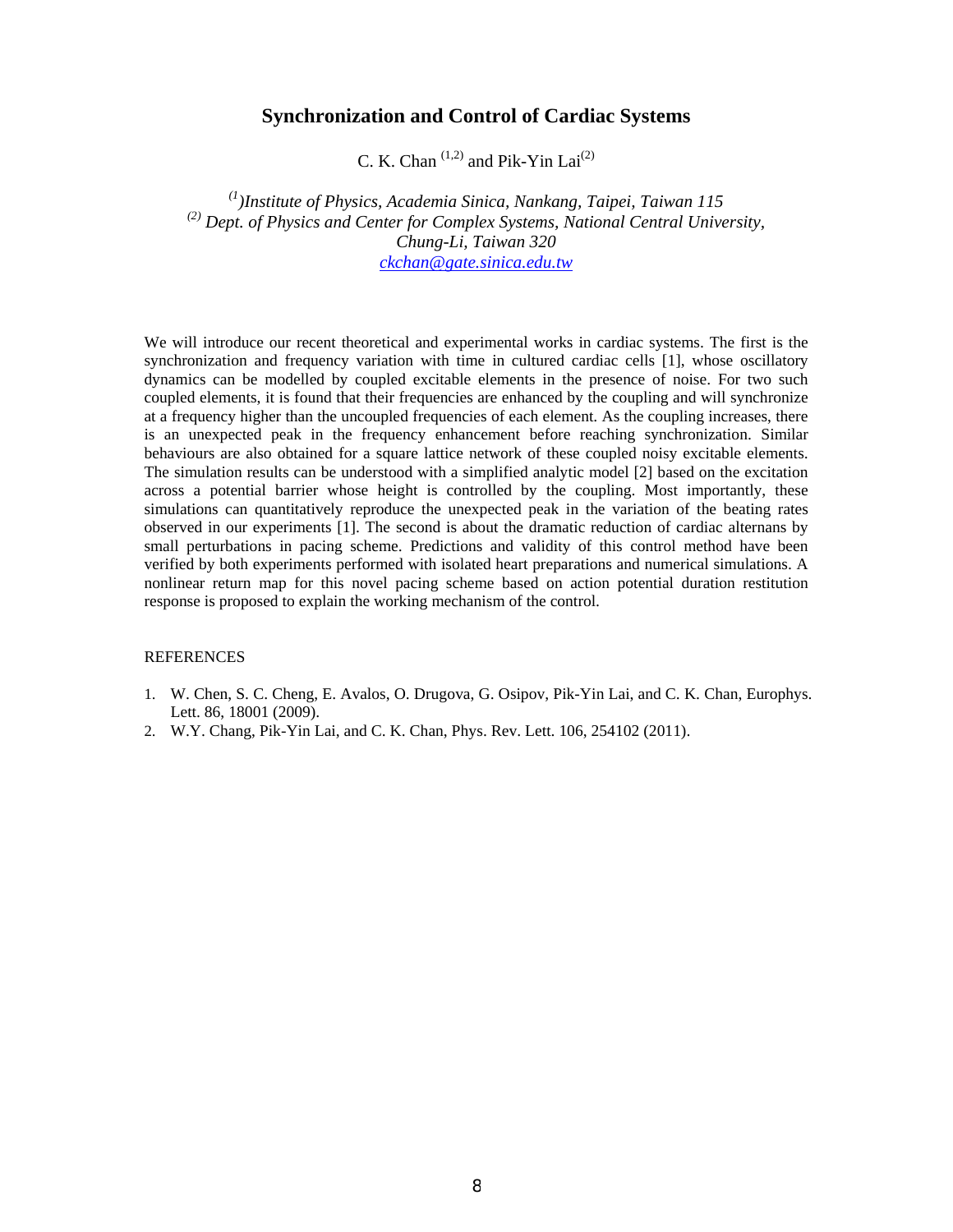# Synchronization and Control of Cardiac Systems

C. K. Chan [1,2] and Pik-Yin Lai[2]

[1] *Institute of Physics, Academia Sinica, Nankang, Taipei, Taiwan 115*
[2] *Dept. of Physics and Center for Complex Systems, National Central University, Chung-Li, Taiwan 320*
*ckchan@gate.sinica.edu.tw*

We will introduce our recent theoretical and experimental works in cardiac systems. The first is the synchronization and frequency variation with time in cultured cardiac cells [1], whose oscillatory dynamics can be modelled by coupled excitable elements in the presence of noise. For two such coupled elements, it is found that their frequencies are enhanced by the coupling and will synchronize at a frequency higher than the uncoupled frequencies of each element. As the coupling increases, there is an unexpected peak in the frequency enhancement before reaching synchronization. Similar behaviours are also obtained for a square lattice network of these coupled noisy excitable elements. The simulation results can be understood with a simplified analytic model [2] based on the excitation across a potential barrier whose height is controlled by the coupling. Most importantly, these simulations can quantitatively reproduce the unexpected peak in the variation of the beating rates observed in our experiments [1]. The second is about the dramatic reduction of cardiac alternans by small perturbations in pacing scheme. Predictions and validity of this control method have been verified by both experiments performed with isolated heart preparations and numerical simulations. A nonlinear return map for this novel pacing scheme based on action potential duration restitution response is proposed to explain the working mechanism of the control.

REFERENCES

1. W. Chen, S. C. Cheng, E. Avalos, O. Drugova, G. Osipov, Pik-Yin Lai, and C. K. Chan, Europhys. Lett. 86, 18001 (2009).
2. W.Y. Chang, Pik-Yin Lai, and C. K. Chan, Phys. Rev. Lett. 106, 254102 (2011).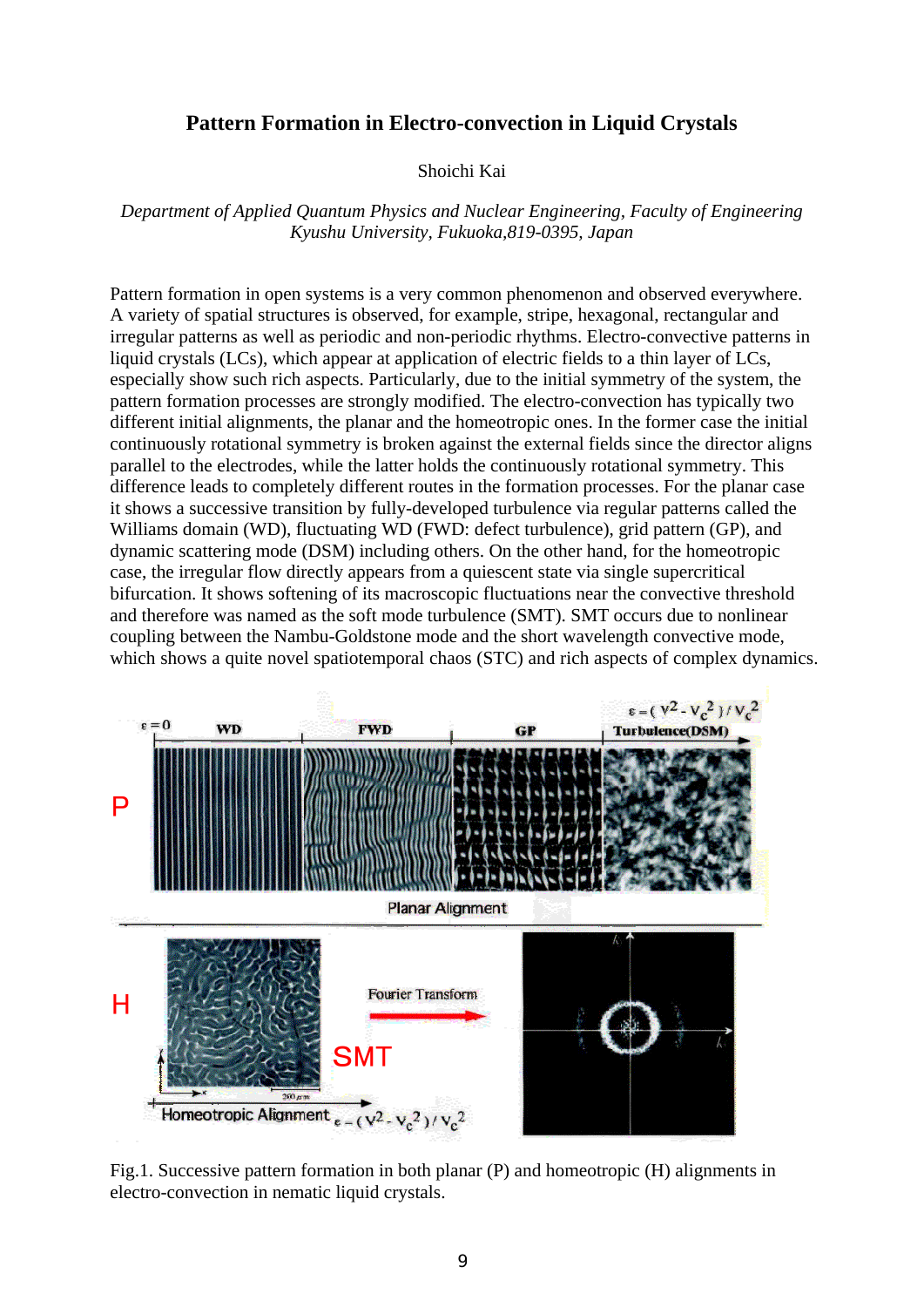# Pattern Formation in Electro-convection in Liquid Crystals

Shoichi Kai

*Department of Applied Quantum Physics and Nuclear Engineering, Faculty of Engineering Kyushu University, Fukuoka,819-0395, Japan*

Pattern formation in open systems is a very common phenomenon and observed everywhere. A variety of spatial structures is observed, for example, stripe, hexagonal, rectangular and irregular patterns as well as periodic and non-periodic rhythms. Electro-convective patterns in liquid crystals (LCs), which appear at application of electric fields to a thin layer of LCs, especially show such rich aspects. Particularly, due to the initial symmetry of the system, the pattern formation processes are strongly modified. The electro-convection has typically two different initial alignments, the planar and the homeotropic ones. In the former case the initial continuously rotational symmetry is broken against the external fields since the director aligns parallel to the electrodes, while the latter holds the continuously rotational symmetry. This difference leads to completely different routes in the formation processes. For the planar case it shows a successive transition by fully-developed turbulence via regular patterns called the Williams domain (WD), fluctuating WD (FWD: defect turbulence), grid pattern (GP), and dynamic scattering mode (DSM) including others. On the other hand, for the homeotropic case, the irregular flow directly appears from a quiescent state via single supercritical bifurcation. It shows softening of its macroscopic fluctuations near the convective threshold and therefore was named as the soft mode turbulence (SMT). SMT occurs due to nonlinear coupling between the Nambu-Goldstone mode and the short wavelength convective mode, which shows a quite novel spatiotemporal chaos (STC) and rich aspects of complex dynamics.

Fig.1. Successive pattern formation in both planar (P) and homeotropic (H) alignments in electro-convection in nematic liquid crystals.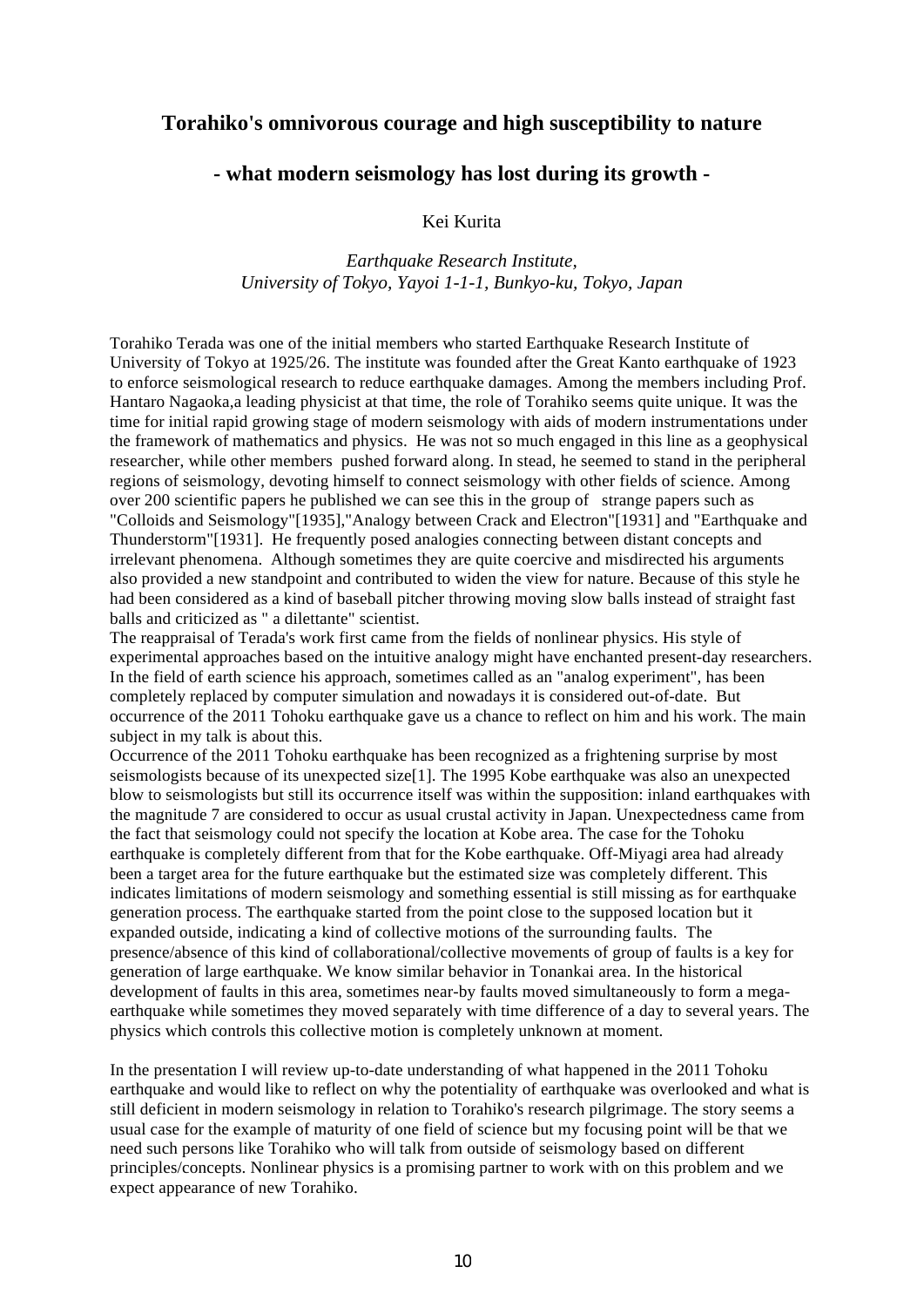## Torahiko's omnivorous courage and high susceptibility to nature

## - what modern seismology has lost during its growth -

Kei Kurita

*Earthquake Research Institute,*
*University of Tokyo, Yayoi 1-1-1, Bunkyo-ku, Tokyo, Japan*

Torahiko Terada was one of the initial members who started Earthquake Research Institute of University of Tokyo at 1925/26. The institute was founded after the Great Kanto earthquake of 1923 to enforce seismological research to reduce earthquake damages. Among the members including Prof. Hantaro Nagaoka,a leading physicist at that time, the role of Torahiko seems quite unique. It was the time for initial rapid growing stage of modern seismology with aids of modern instrumentations under the framework of mathematics and physics. He was not so much engaged in this line as a geophysical researcher, while other members pushed forward along. In stead, he seemed to stand in the peripheral regions of seismology, devoting himself to connect seismology with other fields of science. Among over 200 scientific papers he published we can see this in the group of strange papers such as "Colloids and Seismology"[1935],"Analogy between Crack and Electron"[1931] and "Earthquake and Thunderstorm"[1931]. He frequently posed analogies connecting between distant concepts and irrelevant phenomena. Although sometimes they are quite coercive and misdirected his arguments also provided a new standpoint and contributed to widen the view for nature. Because of this style he had been considered as a kind of baseball pitcher throwing moving slow balls instead of straight fast balls and criticized as " a dilettante" scientist.
The reappraisal of Terada's work first came from the fields of nonlinear physics. His style of experimental approaches based on the intuitive analogy might have enchanted present-day researchers. In the field of earth science his approach, sometimes called as an "analog experiment", has been completely replaced by computer simulation and nowadays it is considered out-of-date. But occurrence of the 2011 Tohoku earthquake gave us a chance to reflect on him and his work. The main subject in my talk is about this.
Occurrence of the 2011 Tohoku earthquake has been recognized as a frightening surprise by most seismologists because of its unexpected size[1]. The 1995 Kobe earthquake was also an unexpected blow to seismologists but still its occurrence itself was within the supposition: inland earthquakes with the magnitude 7 are considered to occur as usual crustal activity in Japan. Unexpectedness came from the fact that seismology could not specify the location at Kobe area. The case for the Tohoku earthquake is completely different from that for the Kobe earthquake. Off-Miyagi area had already been a target area for the future earthquake but the estimated size was completely different. This indicates limitations of modern seismology and something essential is still missing as for earthquake generation process. The earthquake started from the point close to the supposed location but it expanded outside, indicating a kind of collective motions of the surrounding faults. The presence/absence of this kind of collaborational/collective movements of group of faults is a key for generation of large earthquake. We know similar behavior in Tonankai area. In the historical development of faults in this area, sometimes near-by faults moved simultaneously to form a mega-earthquake while sometimes they moved separately with time difference of a day to several years. The physics which controls this collective motion is completely unknown at moment.

In the presentation I will review up-to-date understanding of what happened in the 2011 Tohoku earthquake and would like to reflect on why the potentiality of earthquake was overlooked and what is still deficient in modern seismology in relation to Torahiko's research pilgrimage. The story seems a usual case for the example of maturity of one field of science but my focusing point will be that we need such persons like Torahiko who will talk from outside of seismology based on different principles/concepts. Nonlinear physics is a promising partner to work with on this problem and we expect appearance of new Torahiko.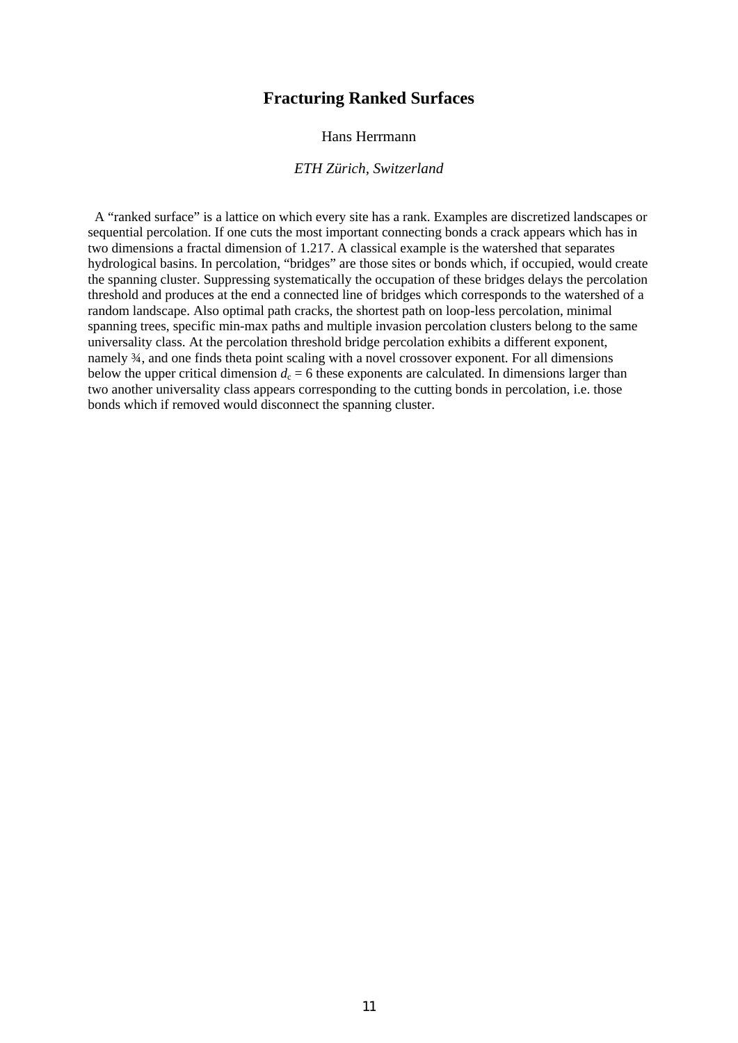# Fracturing Ranked Surfaces

Hans Herrmann

*ETH Zürich, Switzerland*

A "ranked surface" is a lattice on which every site has a rank. Examples are discretized landscapes or sequential percolation. If one cuts the most important connecting bonds a crack appears which has in two dimensions a fractal dimension of 1.217. A classical example is the watershed that separates hydrological basins. In percolation, "bridges" are those sites or bonds which, if occupied, would create the spanning cluster. Suppressing systematically the occupation of these bridges delays the percolation threshold and produces at the end a connected line of bridges which corresponds to the watershed of a random landscape. Also optimal path cracks, the shortest path on loop-less percolation, minimal spanning trees, specific min-max paths and multiple invasion percolation clusters belong to the same universality class. At the percolation threshold bridge percolation exhibits a different exponent, namely ¾, and one finds theta point scaling with a novel crossover exponent. For all dimensions below the upper critical dimension $d_c = 6$ these exponents are calculated. In dimensions larger than two another universality class appears corresponding to the cutting bonds in percolation, i.e. those bonds which if removed would disconnect the spanning cluster.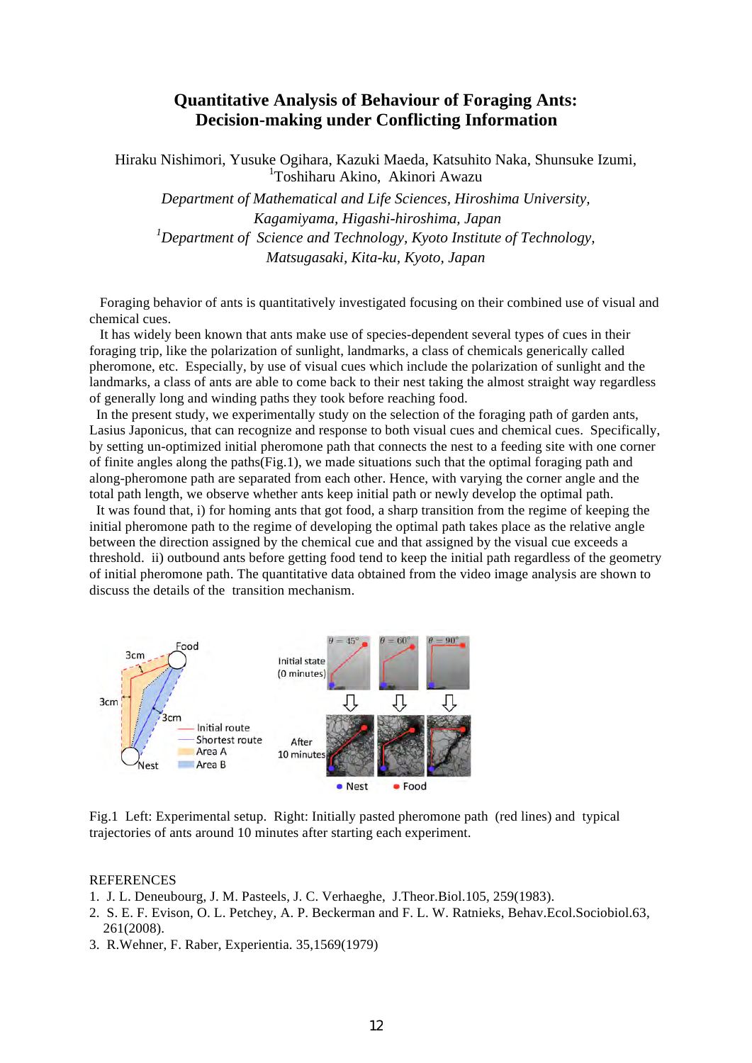# Quantitative Analysis of Behaviour of Foraging Ants: Decision-making under Conflicting Information

Hiraku Nishimori, Yusuke Ogihara, Kazuki Maeda, Katsuhito Naka, Shunsuke Izumi, [1]Toshiharu Akino, Akinori Awazu

*Department of Mathematical and Life Sciences, Hiroshima University, Kagamiyama, Higashi-hiroshima, Japan*

*[1]Department of Science and Technology, Kyoto Institute of Technology, Matsugasaki, Kita-ku, Kyoto, Japan*

Foraging behavior of ants is quantitatively investigated focusing on their combined use of visual and chemical cues.

It has widely been known that ants make use of species-dependent several types of cues in their foraging trip, like the polarization of sunlight, landmarks, a class of chemicals generically called pheromone, etc. Especially, by use of visual cues which include the polarization of sunlight and the landmarks, a class of ants are able to come back to their nest taking the almost straight way regardless of generally long and winding paths they took before reaching food.

In the present study, we experimentally study on the selection of the foraging path of garden ants, Lasius Japonicus, that can recognize and response to both visual cues and chemical cues. Specifically, by setting un-optimized initial pheromone path that connects the nest to a feeding site with one corner of finite angles along the paths(Fig.1), we made situations such that the optimal foraging path and along-pheromone path are separated from each other. Hence, with varying the corner angle and the total path length, we observe whether ants keep initial path or newly develop the optimal path.

It was found that, i) for homing ants that got food, a sharp transition from the regime of keeping the initial pheromone path to the regime of developing the optimal path takes place as the relative angle between the direction assigned by the chemical cue and that assigned by the visual cue exceeds a threshold. ii) outbound ants before getting food tend to keep the initial path regardless of the geometry of initial pheromone path. The quantitative data obtained from the video image analysis are shown to discuss the details of the transition mechanism.

Fig.1 Left: Experimental setup. Right: Initially pasted pheromone path (red lines) and typical trajectories of ants around 10 minutes after starting each experiment.

REFERENCES

1. J. L. Deneubourg, J. M. Pasteels, J. C. Verhaeghe, J.Theor.Biol.105, 259(1983).
2. S. E. F. Evison, O. L. Petchey, A. P. Beckerman and F. L. W. Ratnieks, Behav.Ecol.Sociobiol.63, 261(2008).
3. R.Wehner, F. Raber, Experientia. 35,1569(1979)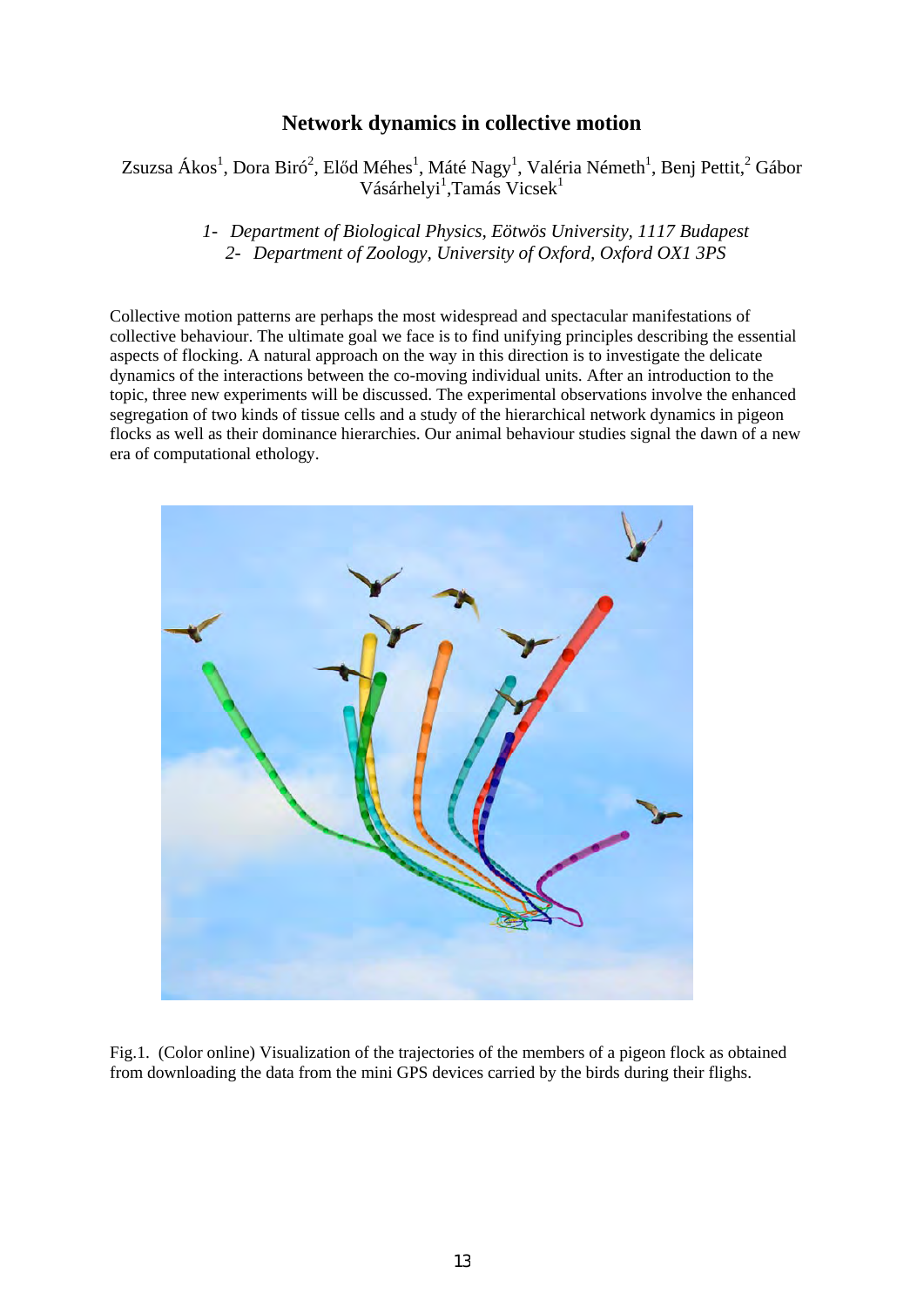# Network dynamics in collective motion

Zsuzsa Ákos[1], Dora Biró[2], Előd Méhes[1], Máté Nagy[1], Valéria Németh[1], Benj Pettit,[2] Gábor Vásárhelyi[1],Tamás Vicsek[1]

*1- Department of Biological Physics, Eötwös University, 1117 Budapest*
*2- Department of Zoology, University of Oxford, Oxford OX1 3PS*

Collective motion patterns are perhaps the most widespread and spectacular manifestations of collective behaviour. The ultimate goal we face is to find unifying principles describing the essential aspects of flocking. A natural approach on the way in this direction is to investigate the delicate dynamics of the interactions between the co-moving individual units. After an introduction to the topic, three new experiments will be discussed. The experimental observations involve the enhanced segregation of two kinds of tissue cells and a study of the hierarchical network dynamics in pigeon flocks as well as their dominance hierarchies. Our animal behaviour studies signal the dawn of a new era of computational ethology.

Fig.1. (Color online) Visualization of the trajectories of the members of a pigeon flock as obtained from downloading the data from the mini GPS devices carried by the birds during their fligths.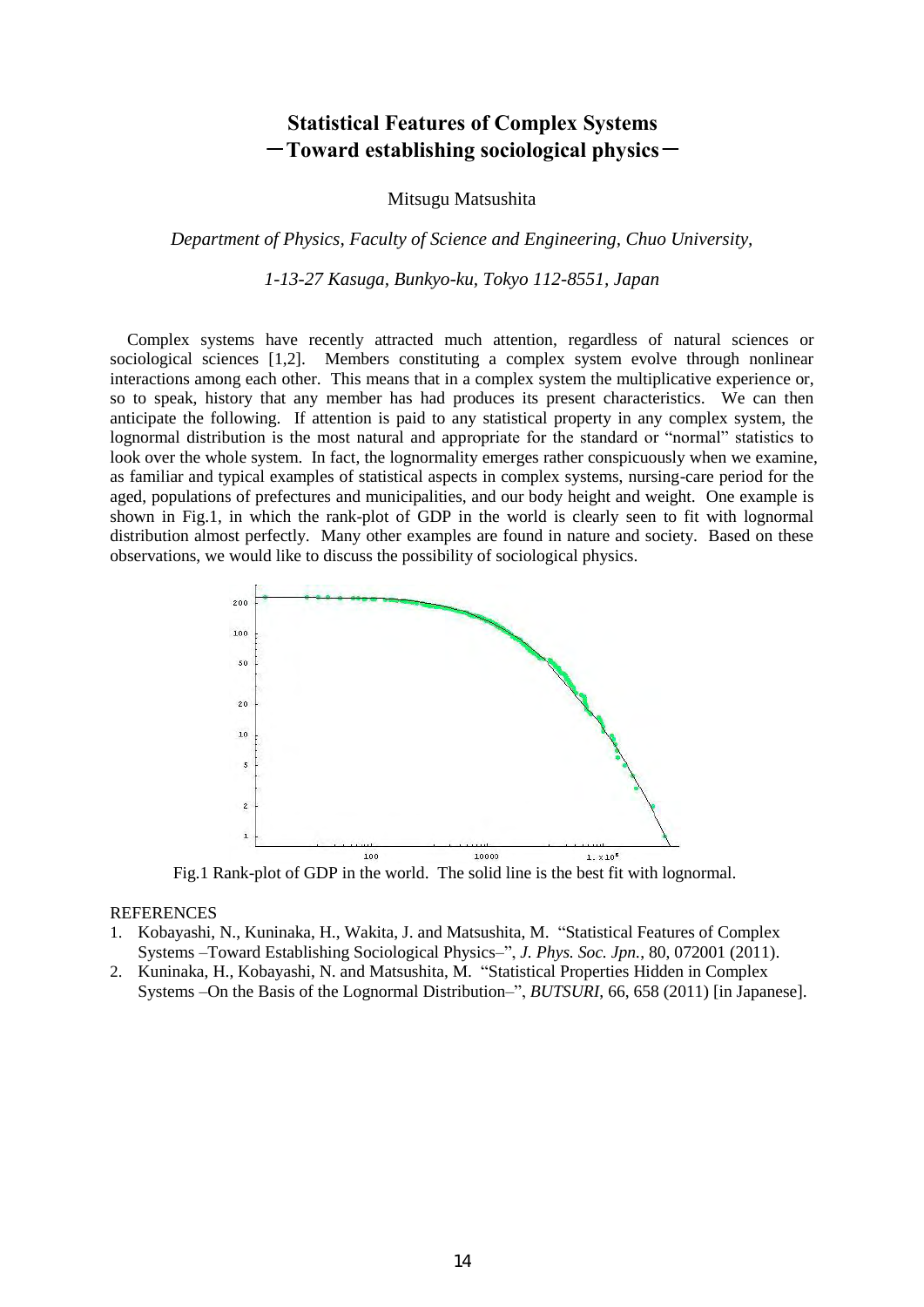# Statistical Features of Complex Systems
## ーToward establishing sociological physicsー

Mitsugu Matsushita

*Department of Physics, Faculty of Science and Engineering, Chuo University,*

*1-13-27 Kasuga, Bunkyo-ku, Tokyo 112-8551, Japan*

Complex systems have recently attracted much attention, regardless of natural sciences or sociological sciences [1,2]. Members constituting a complex system evolve through nonlinear interactions among each other. This means that in a complex system the multiplicative experience or, so to speak, history that any member has had produces its present characteristics. We can then anticipate the following. If attention is paid to any statistical property in any complex system, the lognormal distribution is the most natural and appropriate for the standard or "normal" statistics to look over the whole system. In fact, the lognormality emerges rather conspicuously when we examine, as familiar and typical examples of statistical aspects in complex systems, nursing-care period for the aged, populations of prefectures and municipalities, and our body height and weight. One example is shown in Fig.1, in which the rank-plot of GDP in the world is clearly seen to fit with lognormal distribution almost perfectly. Many other examples are found in nature and society. Based on these observations, we would like to discuss the possibility of sociological physics.

200
100
50
20
10
5
2
1

100
10000
1. x10⁶

Fig.1 Rank-plot of GDP in the world. The solid line is the best fit with lognormal.

REFERENCES

1. Kobayashi, N., Kuninaka, H., Wakita, J. and Matsushita, M. "Statistical Features of Complex Systems –Toward Establishing Sociological Physics–", *J. Phys. Soc. Jpn.*, 80, 072001 (2011).
2. Kuninaka, H., Kobayashi, N. and Matsushita, M. "Statistical Properties Hidden in Complex Systems –On the Basis of the Lognormal Distribution–", *BUTSURI*, 66, 658 (2011) [in Japanese].